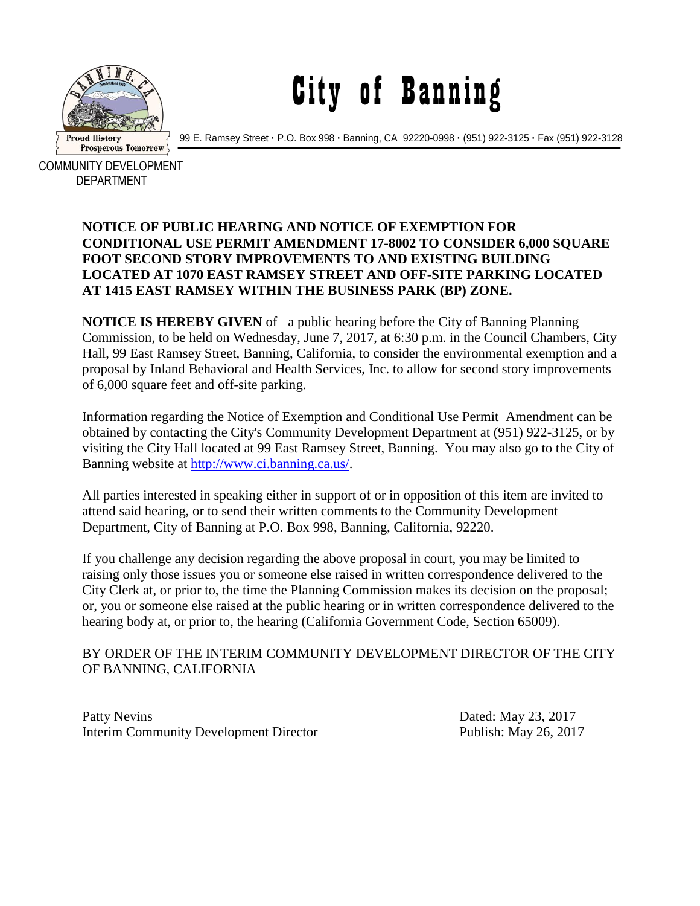# City of Banning

99 E. Ramsey Street · P.O. Box 998 · Banning, CA 92220-0998 · (951) 922-3125 · Fax (951) 922-3128

Proud History
Prosperous Tomorrow

COMMUNITY DEVELOPMENT DEPARTMENT

**NOTICE OF PUBLIC HEARING AND NOTICE OF EXEMPTION FOR CONDITIONAL USE PERMIT AMENDMENT 17-8002 TO CONSIDER 6,000 SQUARE FOOT SECOND STORY IMPROVEMENTS TO AND EXISTING BUILDING LOCATED AT 1070 EAST RAMSEY STREET AND OFF-SITE PARKING LOCATED AT 1415 EAST RAMSEY WITHIN THE BUSINESS PARK (BP) ZONE.**

**NOTICE IS HEREBY GIVEN** of a public hearing before the City of Banning Planning Commission, to be held on Wednesday, June 7, 2017, at 6:30 p.m. in the Council Chambers, City Hall, 99 East Ramsey Street, Banning, California, to consider the environmental exemption and a proposal by Inland Behavioral and Health Services, Inc. to allow for second story improvements of 6,000 square feet and off-site parking.

Information regarding the Notice of Exemption and Conditional Use Permit Amendment can be obtained by contacting the City's Community Development Department at (951) 922-3125, or by visiting the City Hall located at 99 East Ramsey Street, Banning. You may also go to the City of Banning website at http://www.ci.banning.ca.us/.

All parties interested in speaking either in support of or in opposition of this item are invited to attend said hearing, or to send their written comments to the Community Development Department, City of Banning at P.O. Box 998, Banning, California, 92220.

If you challenge any decision regarding the above proposal in court, you may be limited to raising only those issues you or someone else raised in written correspondence delivered to the City Clerk at, or prior to, the time the Planning Commission makes its decision on the proposal; or, you or someone else raised at the public hearing or in written correspondence delivered to the hearing body at, or prior to, the hearing (California Government Code, Section 65009).

BY ORDER OF THE INTERIM COMMUNITY DEVELOPMENT DIRECTOR OF THE CITY OF BANNING, CALIFORNIA

Patty Nevins
Interim Community Development Director

Dated: May 23, 2017
Publish: May 26, 2017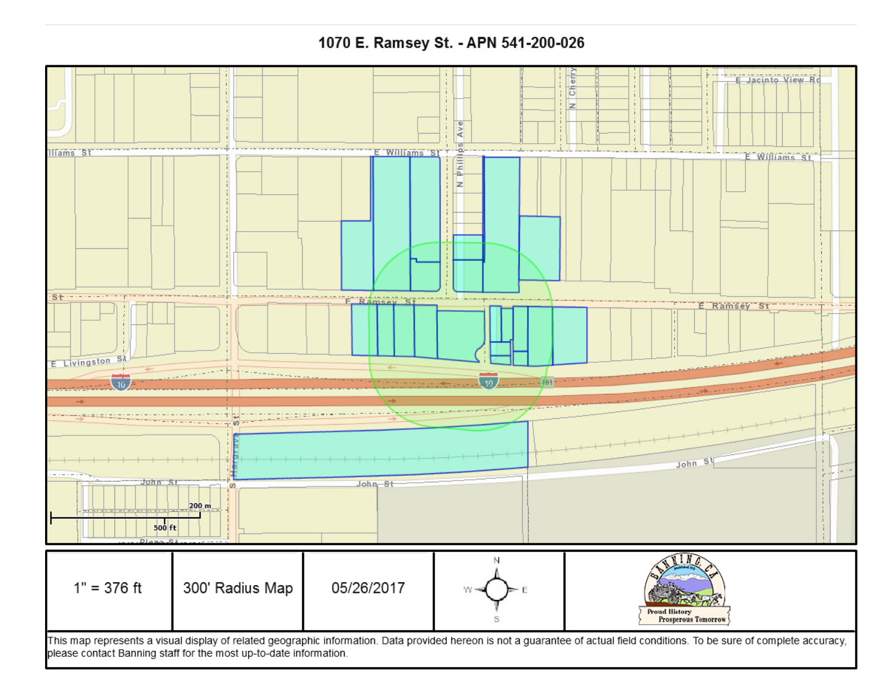# 1070 E. Ramsey St. - APN 541-200-026

| 1" = 376 ft | 300' Radius Map | 05/26/2017 | N / W E / S | Banning, CA — Proud History Prosperous Tomorrow |
|---|---|---|---|---|

This map represents a visual display of related geographic information. Data provided hereon is not a guarantee of actual field conditions. To be sure of complete accuracy, please contact Banning staff for the most up-to-date information.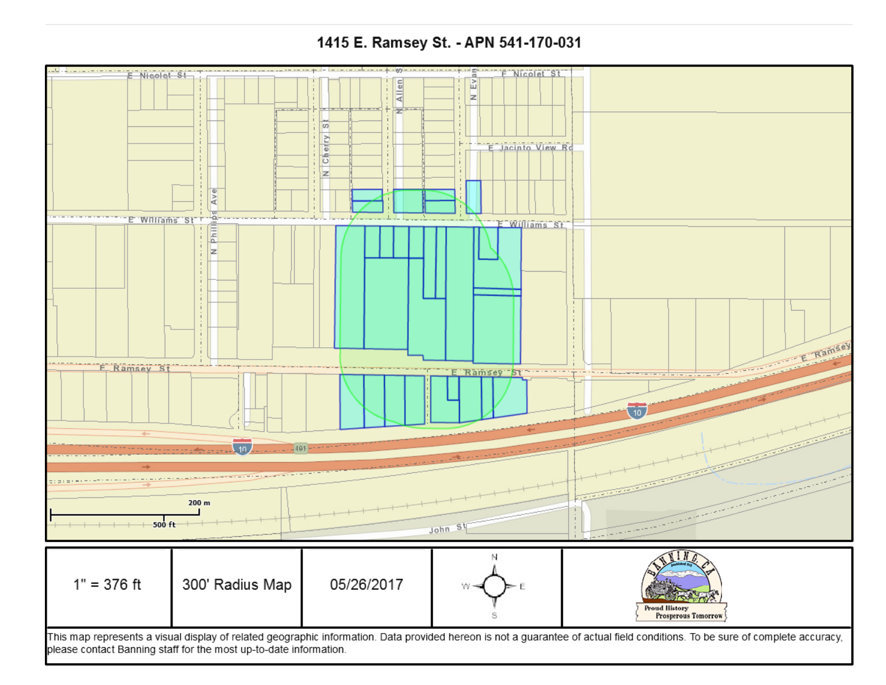# 1415 E. Ramsey St. - APN 541-170-031

E Nicolet St

N Cherry St

N Allen St

N Evan

E Jacinto View Rd

N Phillips Ave

E Williams St

E Ramsey St

10

10

191

200 m

500 ft

John St

| | | | | |
|---|---|---|---|---|
| 1" = 376 ft | 300' Radius Map | 05/26/2017 | N W E S | BANNING, CA Proud History Prosperous Tomorrow |

This map represents a visual display of related geographic information. Data provided hereon is not a guarantee of actual field conditions. To be sure of complete accuracy, please contact Banning staff for the most up-to-date information.